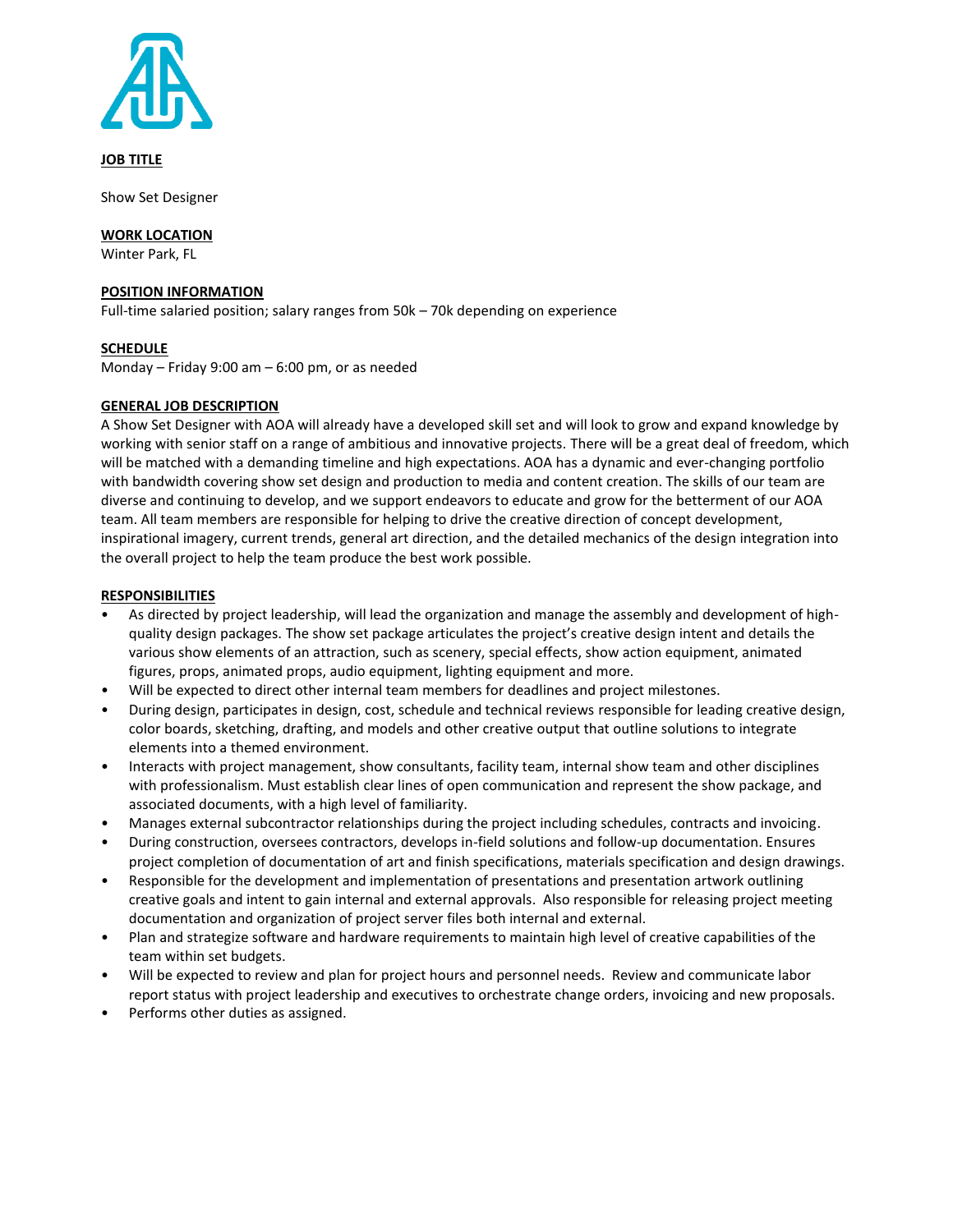**JOB TITLE**

Show Set Designer

**WORK LOCATION**

Winter Park, FL

**POSITION INFORMATION**

Full-time salaried position; salary ranges from 50k – 70k depending on experience

**SCHEDULE**

Monday – Friday 9:00 am – 6:00 pm, or as needed

**GENERAL JOB DESCRIPTION**

A Show Set Designer with AOA will already have a developed skill set and will look to grow and expand knowledge by working with senior staff on a range of ambitious and innovative projects. There will be a great deal of freedom, which will be matched with a demanding timeline and high expectations. AOA has a dynamic and ever-changing portfolio with bandwidth covering show set design and production to media and content creation. The skills of our team are diverse and continuing to develop, and we support endeavors to educate and grow for the betterment of our AOA team. All team members are responsible for helping to drive the creative direction of concept development, inspirational imagery, current trends, general art direction, and the detailed mechanics of the design integration into the overall project to help the team produce the best work possible.

**RESPONSIBILITIES**

- As directed by project leadership, will lead the organization and manage the assembly and development of high-quality design packages. The show set package articulates the project's creative design intent and details the various show elements of an attraction, such as scenery, special effects, show action equipment, animated figures, props, animated props, audio equipment, lighting equipment and more.
- Will be expected to direct other internal team members for deadlines and project milestones.
- During design, participates in design, cost, schedule and technical reviews responsible for leading creative design, color boards, sketching, drafting, and models and other creative output that outline solutions to integrate elements into a themed environment.
- Interacts with project management, show consultants, facility team, internal show team and other disciplines with professionalism. Must establish clear lines of open communication and represent the show package, and associated documents, with a high level of familiarity.
- Manages external subcontractor relationships during the project including schedules, contracts and invoicing.
- During construction, oversees contractors, develops in-field solutions and follow-up documentation. Ensures project completion of documentation of art and finish specifications, materials specification and design drawings.
- Responsible for the development and implementation of presentations and presentation artwork outlining creative goals and intent to gain internal and external approvals. Also responsible for releasing project meeting documentation and organization of project server files both internal and external.
- Plan and strategize software and hardware requirements to maintain high level of creative capabilities of the team within set budgets.
- Will be expected to review and plan for project hours and personnel needs. Review and communicate labor report status with project leadership and executives to orchestrate change orders, invoicing and new proposals.
- Performs other duties as assigned.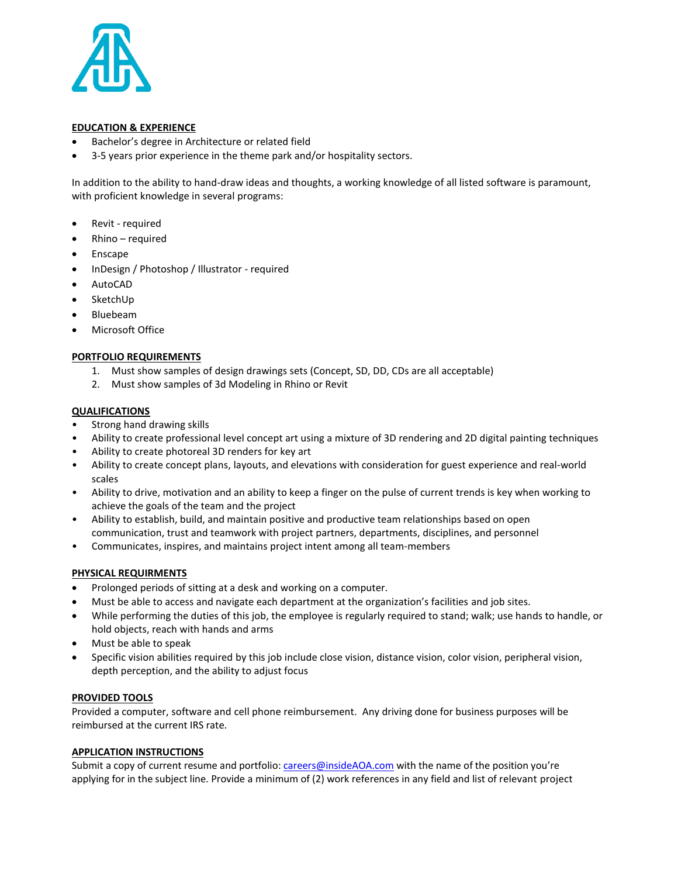**EDUCATION & EXPERIENCE**

- Bachelor's degree in Architecture or related field
- 3-5 years prior experience in the theme park and/or hospitality sectors.

In addition to the ability to hand-draw ideas and thoughts, a working knowledge of all listed software is paramount, with proficient knowledge in several programs:

- Revit - required
- Rhino – required
- Enscape
- InDesign / Photoshop / Illustrator - required
- AutoCAD
- SketchUp
- Bluebeam
- Microsoft Office

**PORTFOLIO REQUIREMENTS**

1. Must show samples of design drawings sets (Concept, SD, DD, CDs are all acceptable)
2. Must show samples of 3d Modeling in Rhino or Revit

**QUALIFICATIONS**

- Strong hand drawing skills
- Ability to create professional level concept art using a mixture of 3D rendering and 2D digital painting techniques
- Ability to create photoreal 3D renders for key art
- Ability to create concept plans, layouts, and elevations with consideration for guest experience and real-world scales
- Ability to drive, motivation and an ability to keep a finger on the pulse of current trends is key when working to achieve the goals of the team and the project
- Ability to establish, build, and maintain positive and productive team relationships based on open communication, trust and teamwork with project partners, departments, disciplines, and personnel
- Communicates, inspires, and maintains project intent among all team-members

**PHYSICAL REQUIRMENTS**

- Prolonged periods of sitting at a desk and working on a computer.
- Must be able to access and navigate each department at the organization's facilities and job sites.
- While performing the duties of this job, the employee is regularly required to stand; walk; use hands to handle, or hold objects, reach with hands and arms
- Must be able to speak
- Specific vision abilities required by this job include close vision, distance vision, color vision, peripheral vision, depth perception, and the ability to adjust focus

**PROVIDED TOOLS**

Provided a computer, software and cell phone reimbursement. Any driving done for business purposes will be reimbursed at the current IRS rate.

**APPLICATION INSTRUCTIONS**

Submit a copy of current resume and portfolio: careers@insideAOA.com with the name of the position you're applying for in the subject line. Provide a minimum of (2) work references in any field and list of relevant project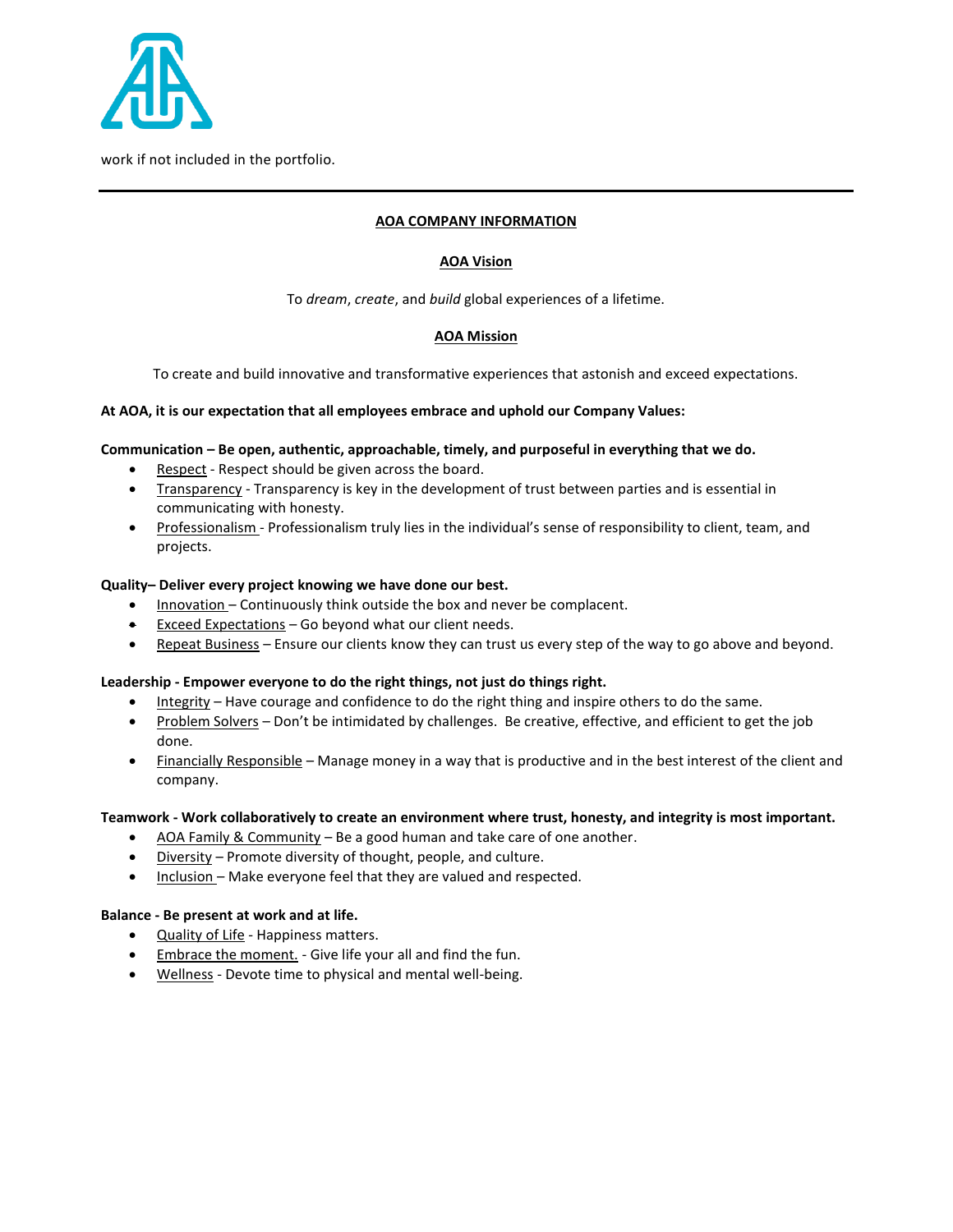work if not included in the portfolio.

---

## AOA COMPANY INFORMATION

### AOA Vision

To *dream*, *create*, and *build* global experiences of a lifetime.

### AOA Mission

To create and build innovative and transformative experiences that astonish and exceed expectations.

**At AOA, it is our expectation that all employees embrace and uphold our Company Values:**

**Communication – Be open, authentic, approachable, timely, and purposeful in everything that we do.**

- Respect - Respect should be given across the board.
- Transparency - Transparency is key in the development of trust between parties and is essential in communicating with honesty.
- Professionalism - Professionalism truly lies in the individual's sense of responsibility to client, team, and projects.

**Quality– Deliver every project knowing we have done our best.**

- Innovation – Continuously think outside the box and never be complacent.
- Exceed Expectations – Go beyond what our client needs.
- Repeat Business – Ensure our clients know they can trust us every step of the way to go above and beyond.

**Leadership - Empower everyone to do the right things, not just do things right.**

- Integrity – Have courage and confidence to do the right thing and inspire others to do the same.
- Problem Solvers – Don't be intimidated by challenges. Be creative, effective, and efficient to get the job done.
- Financially Responsible – Manage money in a way that is productive and in the best interest of the client and company.

**Teamwork - Work collaboratively to create an environment where trust, honesty, and integrity is most important.**

- AOA Family & Community – Be a good human and take care of one another.
- Diversity – Promote diversity of thought, people, and culture.
- Inclusion – Make everyone feel that they are valued and respected.

**Balance - Be present at work and at life.**

- Quality of Life - Happiness matters.
- Embrace the moment. - Give life your all and find the fun.
- Wellness - Devote time to physical and mental well-being.